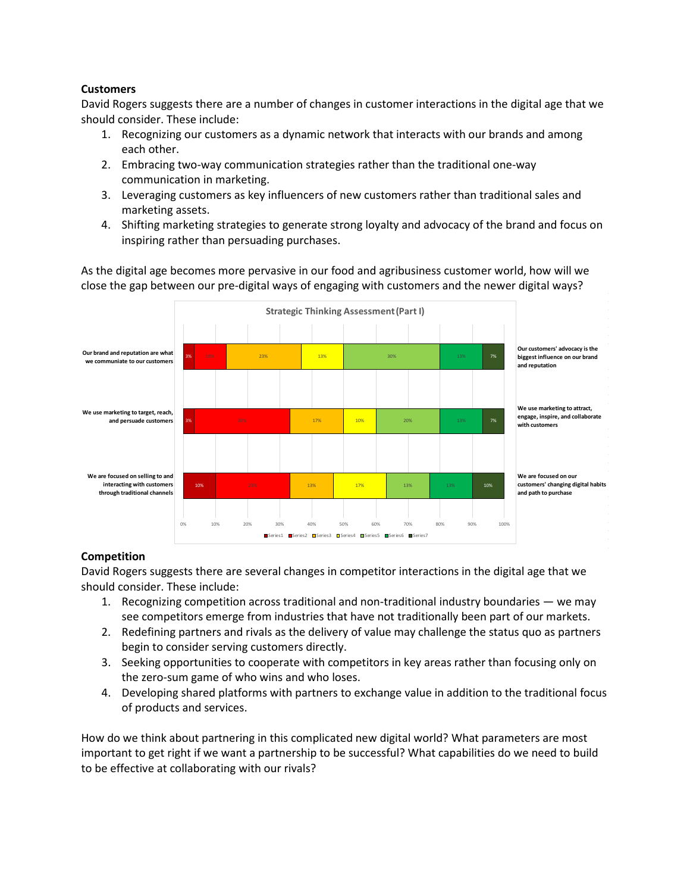**Customers**

David Rogers suggests there are a number of changes in customer interactions in the digital age that we should consider. These include:

1. Recognizing our customers as a dynamic network that interacts with our brands and among each other.
2. Embracing two-way communication strategies rather than the traditional one-way communication in marketing.
3. Leveraging customers as key influencers of new customers rather than traditional sales and marketing assets.
4. Shifting marketing strategies to generate strong loyalty and advocacy of the brand and focus on inspiring rather than persuading purchases.

As the digital age becomes more pervasive in our food and agribusiness customer world, how will we close the gap between our pre-digital ways of engaging with customers and the newer digital ways?

Strategic Thinking Assessment (Part I)

Our brand and reputation are what we communiate to our customers

3% 10% 23% 13% 30% 13% 7%

Our customers' advocacy is the biggest influence on our brand and reputation

We use marketing to target, reach, and persuade customers

3% 30% 17% 10% 20% 13% 7%

We use marketing to attract, engage, inspire, and collaborate with customers

We are focused on selling to and interacting with customers through traditional channels

10% 23% 13% 17% 13% 13% 10%

We are focused on our customers' changing digital habits and path to purchase

0% 10% 20% 30% 40% 50% 60% 70% 80% 90% 100%

Series1 Series2 Series3 Series4 Series5 Series6 Series7

**Competition**

David Rogers suggests there are several changes in competitor interactions in the digital age that we should consider. These include:

1. Recognizing competition across traditional and non-traditional industry boundaries — we may see competitors emerge from industries that have not traditionally been part of our markets.
2. Redefining partners and rivals as the delivery of value may challenge the status quo as partners begin to consider serving customers directly.
3. Seeking opportunities to cooperate with competitors in key areas rather than focusing only on the zero-sum game of who wins and who loses.
4. Developing shared platforms with partners to exchange value in addition to the traditional focus of products and services.

How do we think about partnering in this complicated new digital world? What parameters are most important to get right if we want a partnership to be successful? What capabilities do we need to build to be effective at collaborating with our rivals?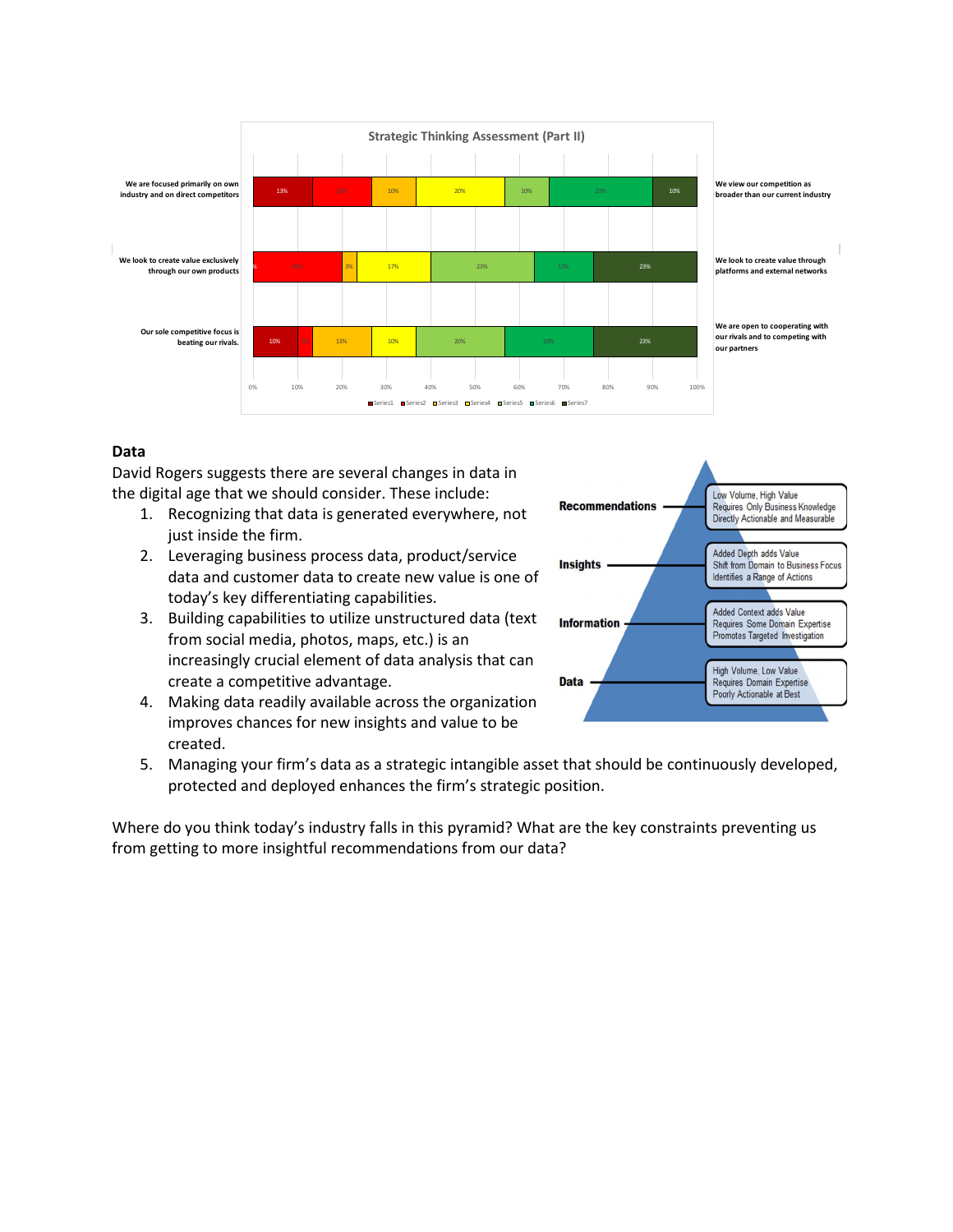Strategic Thinking Assessment (Part II)

We are focused primarily on own industry and on direct competitors

13% 13% 10% 20% 10% 23% 10%

We view our competition as broader than our current industry

We look to create value exclusively through our own products

% 20% 3% 17% 23% 13% 23%

We look to create value through platforms and external networks

Our sole competitive focus is beating our rivals.

10% 3% 13% 10% 20% 20% 23%

We are open to cooperating with our rivals and to competing with our partners

0% 10% 20% 30% 40% 50% 60% 70% 80% 90% 100%

Series1 Series2 Series3 Series4 Series5 Series6 Series7

## Data

David Rogers suggests there are several changes in data in the digital age that we should consider. These include:

1. Recognizing that data is generated everywhere, not just inside the firm.
2. Leveraging business process data, product/service data and customer data to create new value is one of today's key differentiating capabilities.
3. Building capabilities to utilize unstructured data (text from social media, photos, maps, etc.) is an increasingly crucial element of data analysis that can create a competitive advantage.
4. Making data readily available across the organization improves chances for new insights and value to be created.
5. Managing your firm's data as a strategic intangible asset that should be continuously developed, protected and deployed enhances the firm's strategic position.

Recommendations — Low Volume, High Value; Requires Only Business Knowledge; Directly Actionable and Measurable

Insights — Added Depth adds Value; Shift from Domain to Business Focus; Identifies a Range of Actions

Information — Added Context adds Value; Requires Some Domain Expertise; Promotes Targeted Investigation

Data — High Volume, Low Value; Requires Domain Expertise; Poorly Actionable at Best

Where do you think today's industry falls in this pyramid? What are the key constraints preventing us from getting to more insightful recommendations from our data?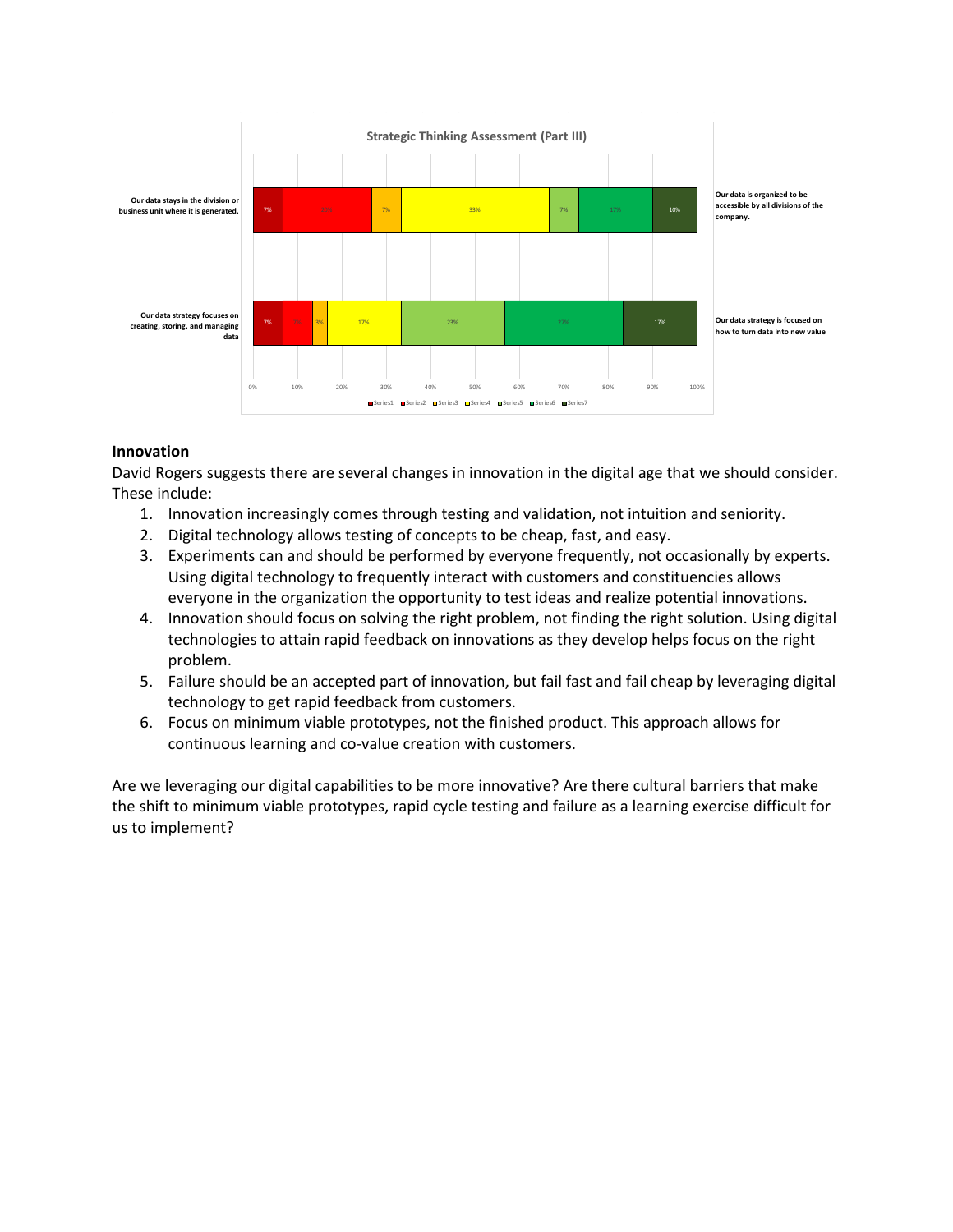Strategic Thinking Assessment (Part III)

Our data stays in the division or business unit where it is generated.

7% 20% 7% 33% 7% 17% 10%

Our data is organized to be accessible by all divisions of the company.

Our data strategy focuses on creating, storing, and managing data

7% 7% 3% 17% 23% 27% 17%

Our data strategy is focused on how to turn data into new value

0% 10% 20% 30% 40% 50% 60% 70% 80% 90% 100%

Series1 Series2 Series3 Series4 Series5 Series6 Series7

**Innovation**

David Rogers suggests there are several changes in innovation in the digital age that we should consider. These include:

1. Innovation increasingly comes through testing and validation, not intuition and seniority.
2. Digital technology allows testing of concepts to be cheap, fast, and easy.
3. Experiments can and should be performed by everyone frequently, not occasionally by experts. Using digital technology to frequently interact with customers and constituencies allows everyone in the organization the opportunity to test ideas and realize potential innovations.
4. Innovation should focus on solving the right problem, not finding the right solution. Using digital technologies to attain rapid feedback on innovations as they develop helps focus on the right problem.
5. Failure should be an accepted part of innovation, but fail fast and fail cheap by leveraging digital technology to get rapid feedback from customers.
6. Focus on minimum viable prototypes, not the finished product. This approach allows for continuous learning and co-value creation with customers.

Are we leveraging our digital capabilities to be more innovative? Are there cultural barriers that make the shift to minimum viable prototypes, rapid cycle testing and failure as a learning exercise difficult for us to implement?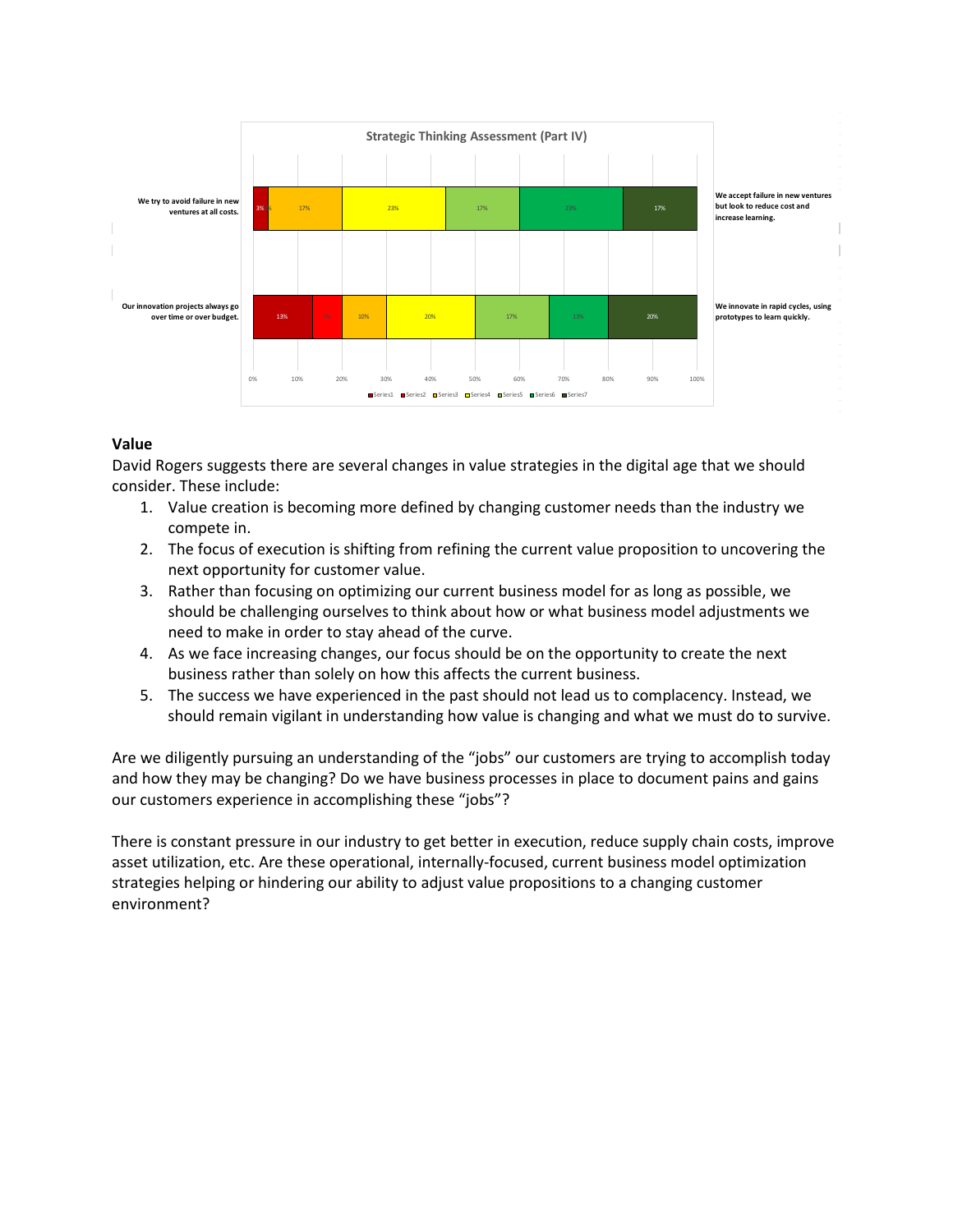Strategic Thinking Assessment (Part IV)

We try to avoid failure in new ventures at all costs.

3% 17% 23% 17% 23% 17%

We accept failure in new ventures but look to reduce cost and increase learning.

Our innovation projects always go over time or over budget.

13% 7% 10% 20% 17% 13% 20%

We innovate in rapid cycles, using prototypes to learn quickly.

0% 10% 20% 30% 40% 50% 60% 70% 80% 90% 100%

Series1 Series2 Series3 Series4 Series5 Series6 Series7

## Value

David Rogers suggests there are several changes in value strategies in the digital age that we should consider. These include:

1. Value creation is becoming more defined by changing customer needs than the industry we compete in.
2. The focus of execution is shifting from refining the current value proposition to uncovering the next opportunity for customer value.
3. Rather than focusing on optimizing our current business model for as long as possible, we should be challenging ourselves to think about how or what business model adjustments we need to make in order to stay ahead of the curve.
4. As we face increasing changes, our focus should be on the opportunity to create the next business rather than solely on how this affects the current business.
5. The success we have experienced in the past should not lead us to complacency. Instead, we should remain vigilant in understanding how value is changing and what we must do to survive.

Are we diligently pursuing an understanding of the "jobs" our customers are trying to accomplish today and how they may be changing? Do we have business processes in place to document pains and gains our customers experience in accomplishing these "jobs"?

There is constant pressure in our industry to get better in execution, reduce supply chain costs, improve asset utilization, etc. Are these operational, internally-focused, current business model optimization strategies helping or hindering our ability to adjust value propositions to a changing customer environment?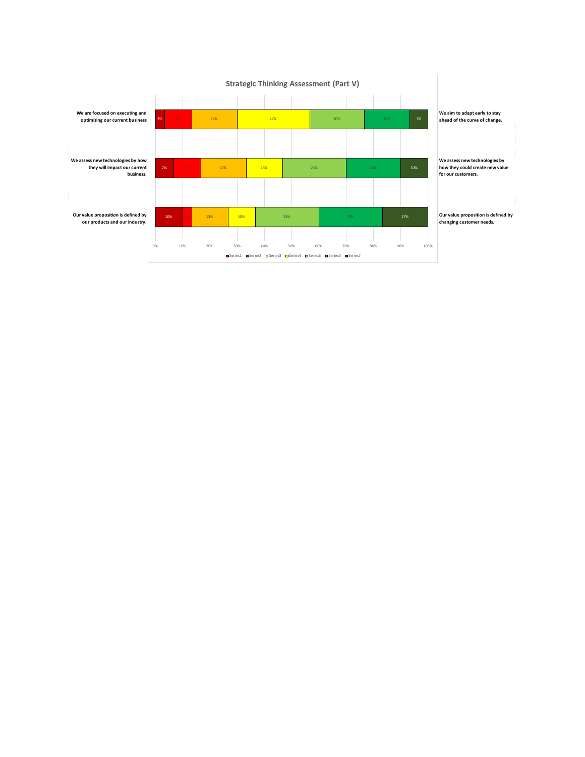Strategic Thinking Assessment (Part V)

We are focused on executing and optimizing our current business

3% 10% 17% 27% 20% 17% 7%

We aim to adapt early to stay ahead of the curve of change.

We assess new technologies by how they will impact our current business.

7% 10% 17% 13% 23% 20% 10%

We assess new technologies by how they could create new value for our customers.

Our value proposition is defined by our products and our industry.

10% 3% 13% 10% 23% 23% 17%

Our value proposition is defined by changing customer needs.

0% 10% 20% 30% 40% 50% 60% 70% 80% 90% 100%

Series1 Series2 Series3 Series4 Series5 Series6 Series7